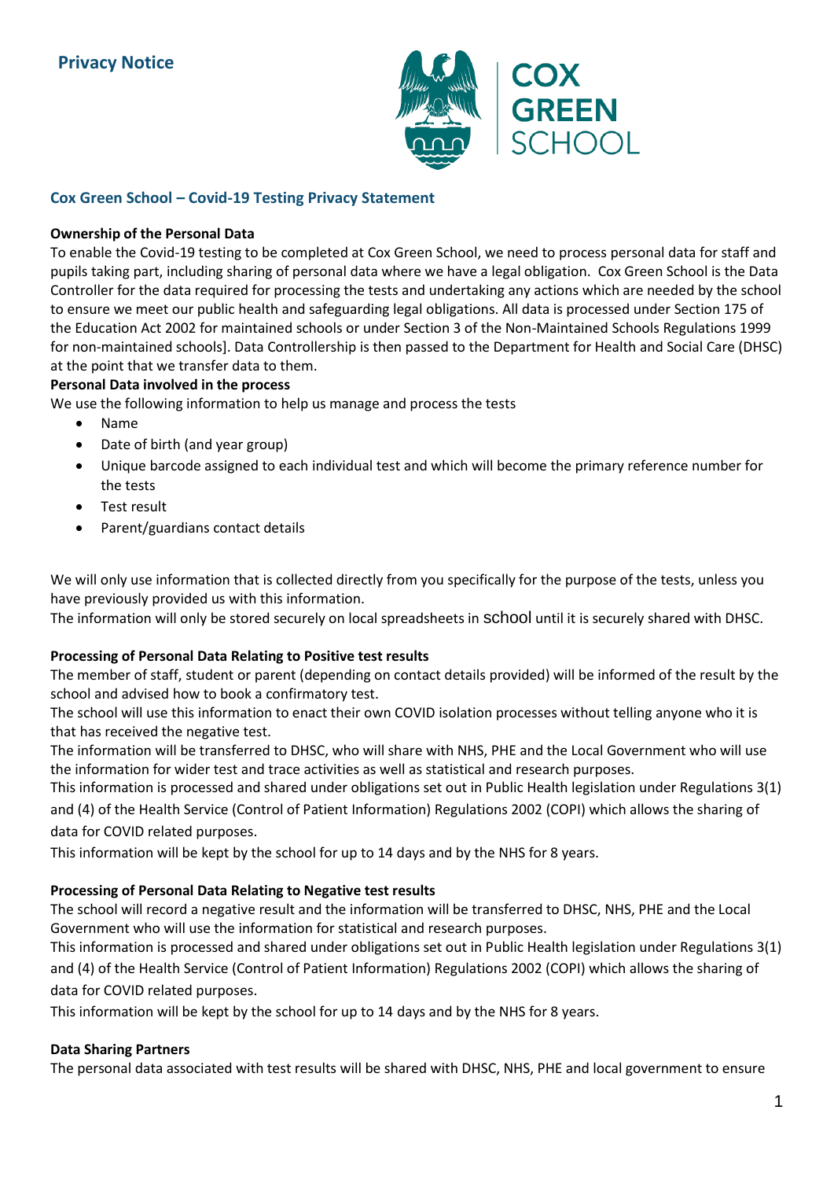# Privacy Notice

COX GREEN SCHOOL

## Cox Green School – Covid-19 Testing Privacy Statement

**Ownership of the Personal Data**

To enable the Covid-19 testing to be completed at Cox Green School, we need to process personal data for staff and pupils taking part, including sharing of personal data where we have a legal obligation. Cox Green School is the Data Controller for the data required for processing the tests and undertaking any actions which are needed by the school to ensure we meet our public health and safeguarding legal obligations. All data is processed under Section 175 of the Education Act 2002 for maintained schools or under Section 3 of the Non-Maintained Schools Regulations 1999 for non-maintained schools]. Data Controllership is then passed to the Department for Health and Social Care (DHSC) at the point that we transfer data to them.

**Personal Data involved in the process**

We use the following information to help us manage and process the tests

- Name
- Date of birth (and year group)
- Unique barcode assigned to each individual test and which will become the primary reference number for the tests
- Test result
- Parent/guardians contact details

We will only use information that is collected directly from you specifically for the purpose of the tests, unless you have previously provided us with this information.

The information will only be stored securely on local spreadsheets in school until it is securely shared with DHSC.

**Processing of Personal Data Relating to Positive test results**

The member of staff, student or parent (depending on contact details provided) will be informed of the result by the school and advised how to book a confirmatory test.

The school will use this information to enact their own COVID isolation processes without telling anyone who it is that has received the negative test.

The information will be transferred to DHSC, who will share with NHS, PHE and the Local Government who will use the information for wider test and trace activities as well as statistical and research purposes.

This information is processed and shared under obligations set out in Public Health legislation under Regulations 3(1) and (4) of the Health Service (Control of Patient Information) Regulations 2002 (COPI) which allows the sharing of data for COVID related purposes.

This information will be kept by the school for up to 14 days and by the NHS for 8 years.

**Processing of Personal Data Relating to Negative test results**

The school will record a negative result and the information will be transferred to DHSC, NHS, PHE and the Local Government who will use the information for statistical and research purposes.

This information is processed and shared under obligations set out in Public Health legislation under Regulations 3(1) and (4) of the Health Service (Control of Patient Information) Regulations 2002 (COPI) which allows the sharing of data for COVID related purposes.

This information will be kept by the school for up to 14 days and by the NHS for 8 years.

**Data Sharing Partners**

The personal data associated with test results will be shared with DHSC, NHS, PHE and local government to ensure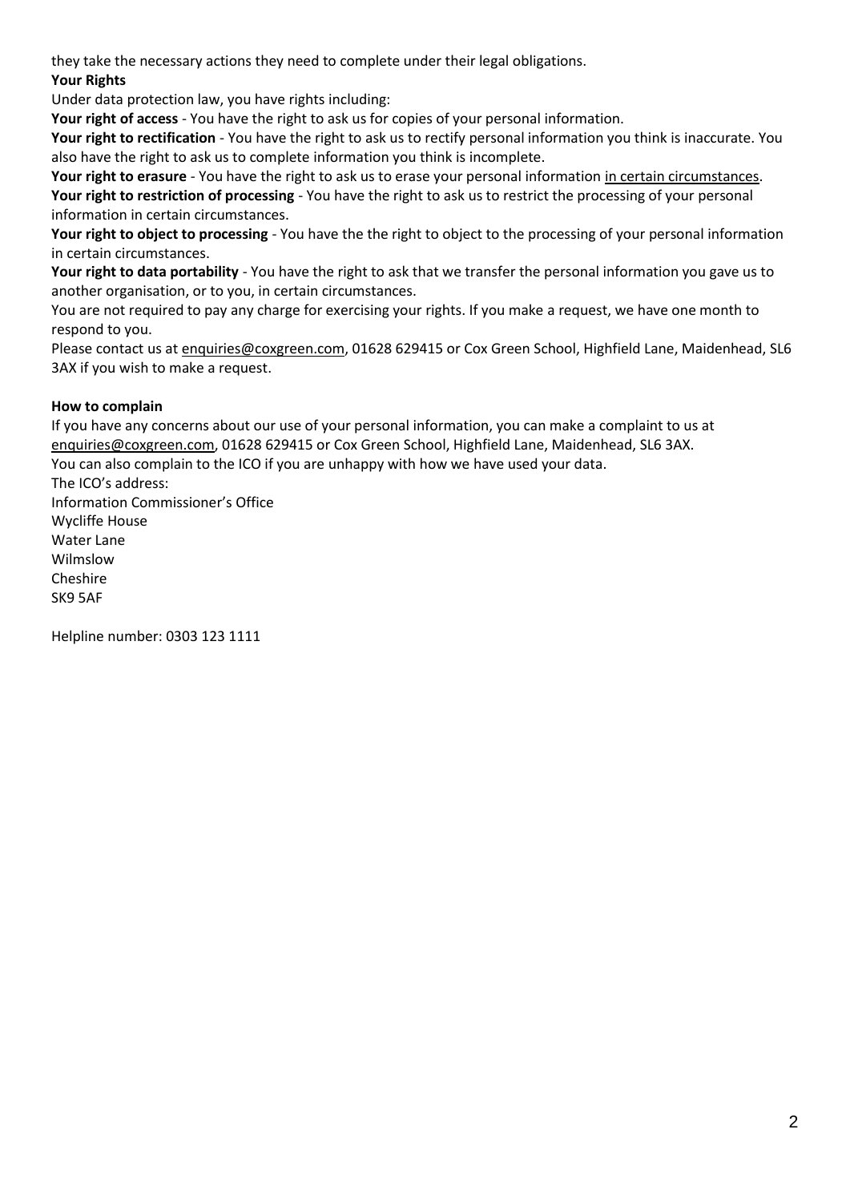they take the necessary actions they need to complete under their legal obligations.

**Your Rights**

Under data protection law, you have rights including:

**Your right of access** - You have the right to ask us for copies of your personal information.

**Your right to rectification** - You have the right to ask us to rectify personal information you think is inaccurate. You also have the right to ask us to complete information you think is incomplete.

**Your right to erasure** - You have the right to ask us to erase your personal information in certain circumstances.

**Your right to restriction of processing** - You have the right to ask us to restrict the processing of your personal information in certain circumstances.

**Your right to object to processing** - You have the the right to object to the processing of your personal information in certain circumstances.

**Your right to data portability** - You have the right to ask that we transfer the personal information you gave us to another organisation, or to you, in certain circumstances.

You are not required to pay any charge for exercising your rights. If you make a request, we have one month to respond to you.

Please contact us at enquiries@coxgreen.com, 01628 629415 or Cox Green School, Highfield Lane, Maidenhead, SL6 3AX if you wish to make a request.

**How to complain**

If you have any concerns about our use of your personal information, you can make a complaint to us at enquiries@coxgreen.com, 01628 629415 or Cox Green School, Highfield Lane, Maidenhead, SL6 3AX.

You can also complain to the ICO if you are unhappy with how we have used your data.

The ICO's address:

Information Commissioner's Office
Wycliffe House
Water Lane
Wilmslow
Cheshire
SK9 5AF

Helpline number: 0303 123 1111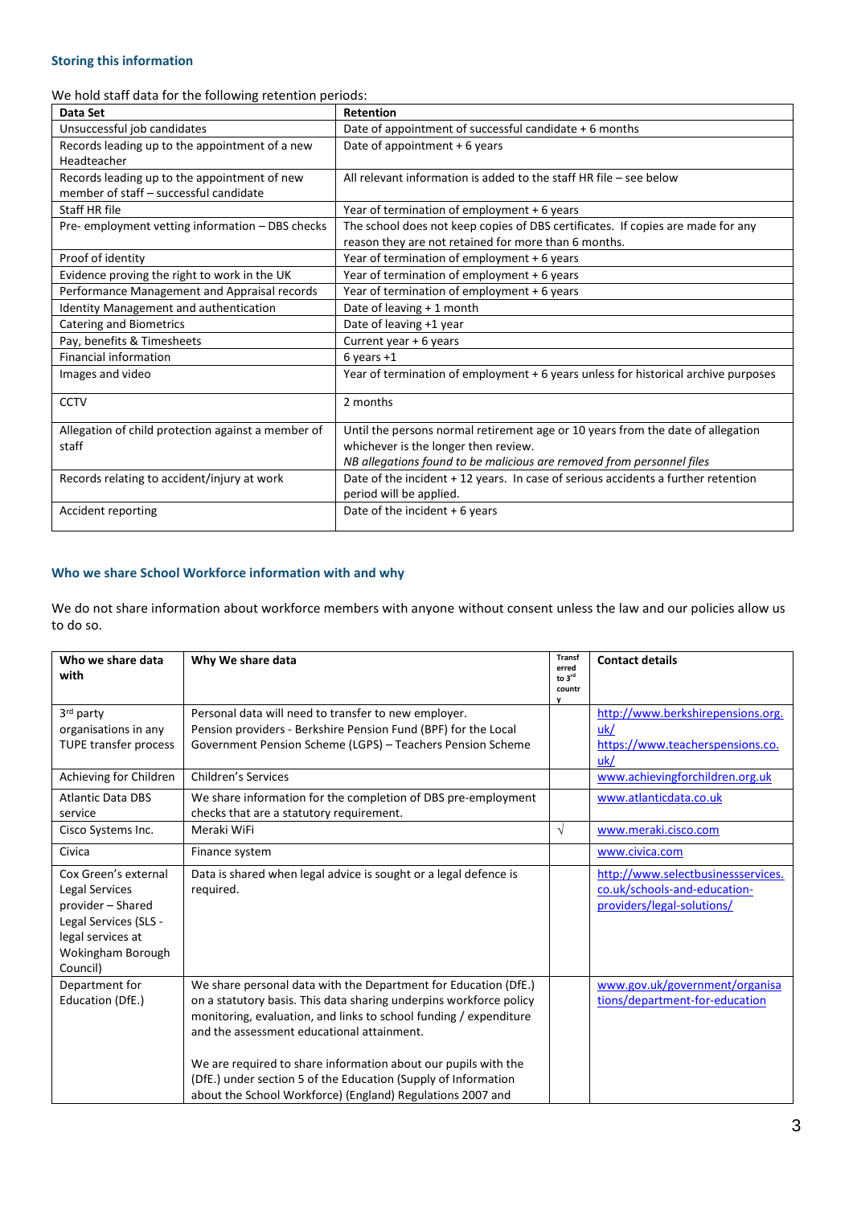### Storing this information

We hold staff data for the following retention periods:

| Data Set | Retention |
| --- | --- |
| Unsuccessful job candidates | Date of appointment of successful candidate + 6 months |
| Records leading up to the appointment of a new Headteacher | Date of appointment + 6 years |
| Records leading up to the appointment of new member of staff – successful candidate | All relevant information is added to the staff HR file – see below |
| Staff HR file | Year of termination of employment + 6 years |
| Pre- employment vetting information – DBS checks | The school does not keep copies of DBS certificates. If copies are made for any reason they are not retained for more than 6 months. |
| Proof of identity | Year of termination of employment + 6 years |
| Evidence proving the right to work in the UK | Year of termination of employment + 6 years |
| Performance Management and Appraisal records | Year of termination of employment + 6 years |
| Identity Management and authentication | Date of leaving + 1 month |
| Catering and Biometrics | Date of leaving +1 year |
| Pay, benefits & Timesheets | Current year + 6 years |
| Financial information | 6 years +1 |
| Images and video | Year of termination of employment + 6 years unless for historical archive purposes |
| CCTV | 2 months |
| Allegation of child protection against a member of staff | Until the persons normal retirement age or 10 years from the date of allegation whichever is the longer then review. *NB allegations found to be malicious are removed from personnel files* |
| Records relating to accident/injury at work | Date of the incident + 12 years. In case of serious accidents a further retention period will be applied. |
| Accident reporting | Date of the incident + 6 years |

### Who we share School Workforce information with and why

We do not share information about workforce members with anyone without consent unless the law and our policies allow us to do so.

| Who we share data with | Why We share data | Transferred to 3rd country | Contact details |
| --- | --- | --- | --- |
| 3rd party organisations in any TUPE transfer process | Personal data will need to transfer to new employer. Pension providers - Berkshire Pension Fund (BPF) for the Local Government Pension Scheme (LGPS) – Teachers Pension Scheme | | http://www.berkshirepensions.org.uk/ https://www.teacherspensions.co.uk/ |
| Achieving for Children | Children's Services | | www.achievingforchildren.org.uk |
| Atlantic Data DBS service | We share information for the completion of DBS pre-employment checks that are a statutory requirement. | | www.atlanticdata.co.uk |
| Cisco Systems Inc. | Meraki WiFi | √ | www.meraki.cisco.com |
| Civica | Finance system | | www.civica.com |
| Cox Green's external Legal Services provider – Shared Legal Services (SLS - legal services at Wokingham Borough Council) | Data is shared when legal advice is sought or a legal defence is required. | | http://www.selectbusinessservices.co.uk/schools-and-education-providers/legal-solutions/ |
| Department for Education (DfE.) | We share personal data with the Department for Education (DfE.) on a statutory basis. This data sharing underpins workforce policy monitoring, evaluation, and links to school funding / expenditure and the assessment educational attainment.<br><br>We are required to share information about our pupils with the (DfE.) under section 5 of the Education (Supply of Information about the School Workforce) (England) Regulations 2007 and | | www.gov.uk/government/organisations/department-for-education |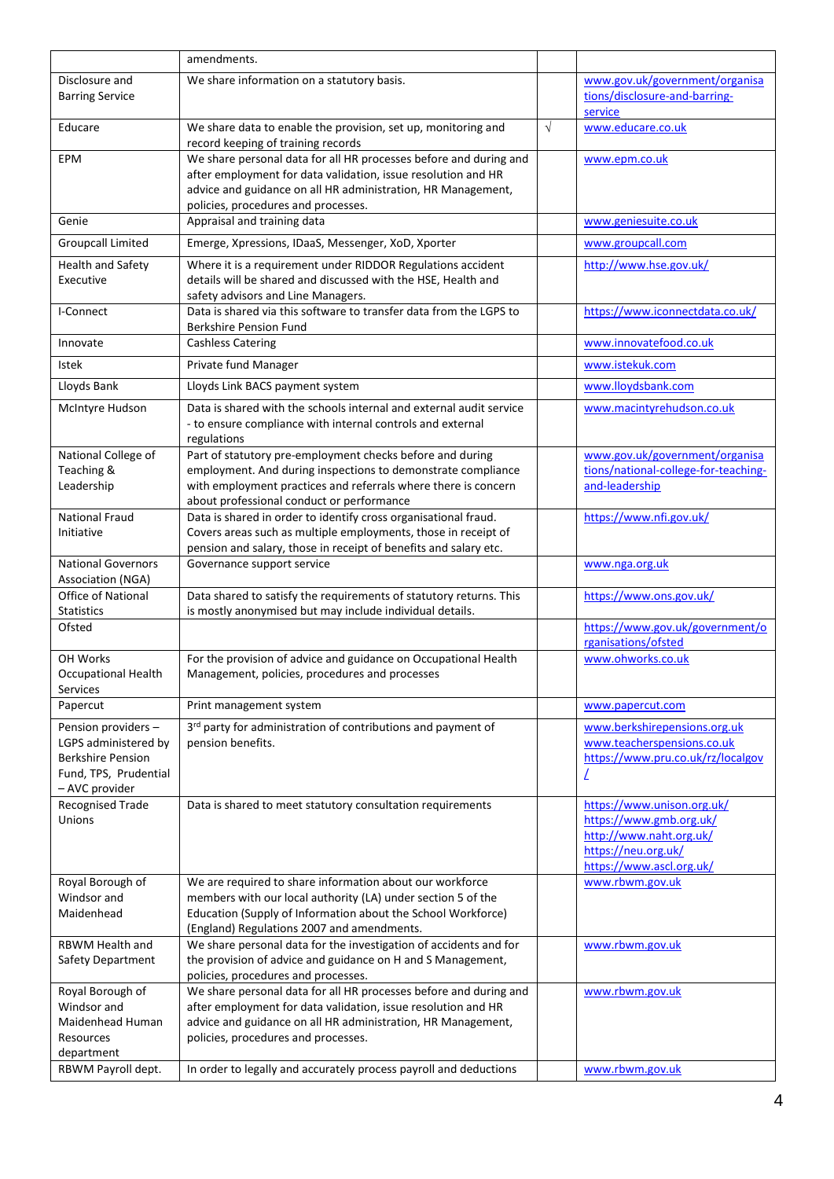| | | | |
|---|---|---|---|
| | amendments. | | |
| Disclosure and Barring Service | We share information on a statutory basis. | | www.gov.uk/government/organisations/disclosure-and-barring-service |
| Educare | We share data to enable the provision, set up, monitoring and record keeping of training records | √ | www.educare.co.uk |
| EPM | We share personal data for all HR processes before and during and after employment for data validation, issue resolution and HR advice and guidance on all HR administration, HR Management, policies, procedures and processes. | | www.epm.co.uk |
| Genie | Appraisal and training data | | www.geniesuite.co.uk |
| Groupcall Limited | Emerge, Xpressions, IDaaS, Messenger, XoD, Xporter | | www.groupcall.com |
| Health and Safety Executive | Where it is a requirement under RIDDOR Regulations accident details will be shared and discussed with the HSE, Health and safety advisors and Line Managers. | | http://www.hse.gov.uk/ |
| I-Connect | Data is shared via this software to transfer data from the LGPS to Berkshire Pension Fund | | https://www.iconnectdata.co.uk/ |
| Innovate | Cashless Catering | | www.innovatefood.co.uk |
| Istek | Private fund Manager | | www.istekuk.com |
| Lloyds Bank | Lloyds Link BACS payment system | | www.lloydsbank.com |
| McIntyre Hudson | Data is shared with the schools internal and external audit service - to ensure compliance with internal controls and external regulations | | www.macintyrehudson.co.uk |
| National College of Teaching & Leadership | Part of statutory pre-employment checks before and during employment. And during inspections to demonstrate compliance with employment practices and referrals where there is concern about professional conduct or performance | | www.gov.uk/government/organisations/national-college-for-teaching-and-leadership |
| National Fraud Initiative | Data is shared in order to identify cross organisational fraud. Covers areas such as multiple employments, those in receipt of pension and salary, those in receipt of benefits and salary etc. | | https://www.nfi.gov.uk/ |
| National Governors Association (NGA) | Governance support service | | www.nga.org.uk |
| Office of National Statistics | Data shared to satisfy the requirements of statutory returns. This is mostly anonymised but may include individual details. | | https://www.ons.gov.uk/ |
| Ofsted | | | https://www.gov.uk/government/organisations/ofsted |
| OH Works Occupational Health Services | For the provision of advice and guidance on Occupational Health Management, policies, procedures and processes | | www.ohworks.co.uk |
| Papercut | Print management system | | www.papercut.com |
| Pension providers – LGPS administered by Berkshire Pension Fund, TPS, Prudential – AVC provider | 3rd party for administration of contributions and payment of pension benefits. | | www.berkshirepensions.org.uk www.teacherspensions.co.uk https://www.pru.co.uk/rz/localgov/ |
| Recognised Trade Unions | Data is shared to meet statutory consultation requirements | | https://www.unison.org.uk/ https://www.gmb.org.uk/ http://www.naht.org.uk/ https://neu.org.uk/ https://www.ascl.org.uk/ |
| Royal Borough of Windsor and Maidenhead | We are required to share information about our workforce members with our local authority (LA) under section 5 of the Education (Supply of Information about the School Workforce) (England) Regulations 2007 and amendments. | | www.rbwm.gov.uk |
| RBWM Health and Safety Department | We share personal data for the investigation of accidents and for the provision of advice and guidance on H and S Management, policies, procedures and processes. | | www.rbwm.gov.uk |
| Royal Borough of Windsor and Maidenhead Human Resources department | We share personal data for all HR processes before and during and after employment for data validation, issue resolution and HR advice and guidance on all HR administration, HR Management, policies, procedures and processes. | | www.rbwm.gov.uk |
| RBWM Payroll dept. | In order to legally and accurately process payroll and deductions | | www.rbwm.gov.uk |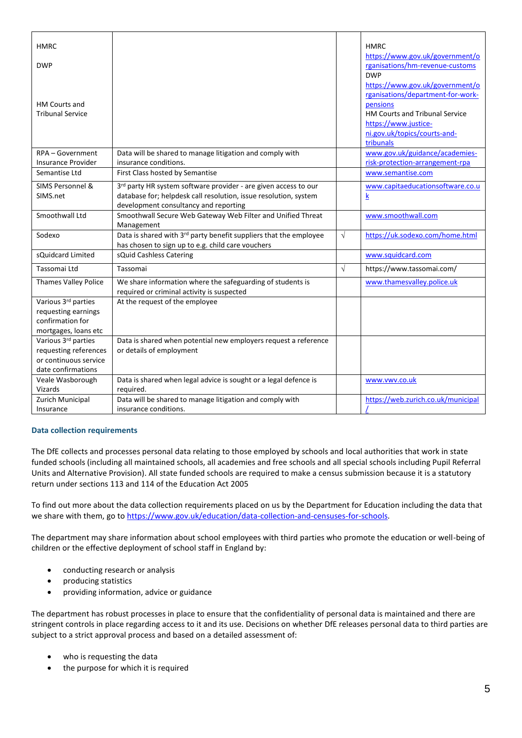| | | | |
|---|---|---|---|
| HMRC<br><br>DWP<br><br><br>HM Courts and Tribunal Service | | | HMRC https://www.gov.uk/government/organisations/hm-revenue-customs<br>DWP https://www.gov.uk/government/organisations/department-for-work-pensions<br>HM Courts and Tribunal Service https://www.justice-ni.gov.uk/topics/courts-and-tribunals |
| RPA – Government Insurance Provider | Data will be shared to manage litigation and comply with insurance conditions. | | www.gov.uk/guidance/academies-risk-protection-arrangement-rpa |
| Semantise Ltd | First Class hosted by Semantise | | www.semantise.com |
| SIMS Personnel & SIMS.net | 3rd party HR system software provider - are given access to our database for; helpdesk call resolution, issue resolution, system development consultancy and reporting | | www.capitaeducationsoftware.co.uk |
| Smoothwall Ltd | Smoothwall Secure Web Gateway Web Filter and Unified Threat Management | | www.smoothwall.com |
| Sodexo | Data is shared with 3rd party benefit suppliers that the employee has chosen to sign up to e.g. child care vouchers | √ | https://uk.sodexo.com/home.html |
| sQuidcard Limited | sQuid Cashless Catering | | www.squidcard.com |
| Tassomai Ltd | Tassomai | √ | https://www.tassomai.com/ |
| Thames Valley Police | We share information where the safeguarding of students is required or criminal activity is suspected | | www.thamesvalley.police.uk |
| Various 3rd parties requesting earnings confirmation for mortgages, loans etc | At the request of the employee | | |
| Various 3rd parties requesting references or continuous service date confirmations | Data is shared when potential new employers request a reference or details of employment | | |
| Veale Wasborough Vizards | Data is shared when legal advice is sought or a legal defence is required. | | www.vwv.co.uk |
| Zurich Municipal Insurance | Data will be shared to manage litigation and comply with insurance conditions. | | https://web.zurich.co.uk/municipal/ |

#### Data collection requirements

The DfE collects and processes personal data relating to those employed by schools and local authorities that work in state funded schools (including all maintained schools, all academies and free schools and all special schools including Pupil Referral Units and Alternative Provision). All state funded schools are required to make a census submission because it is a statutory return under sections 113 and 114 of the Education Act 2005

To find out more about the data collection requirements placed on us by the Department for Education including the data that we share with them, go to https://www.gov.uk/education/data-collection-and-censuses-for-schools.

The department may share information about school employees with third parties who promote the education or well-being of children or the effective deployment of school staff in England by:

- conducting research or analysis
- producing statistics
- providing information, advice or guidance

The department has robust processes in place to ensure that the confidentiality of personal data is maintained and there are stringent controls in place regarding access to it and its use. Decisions on whether DfE releases personal data to third parties are subject to a strict approval process and based on a detailed assessment of:

- who is requesting the data
- the purpose for which it is required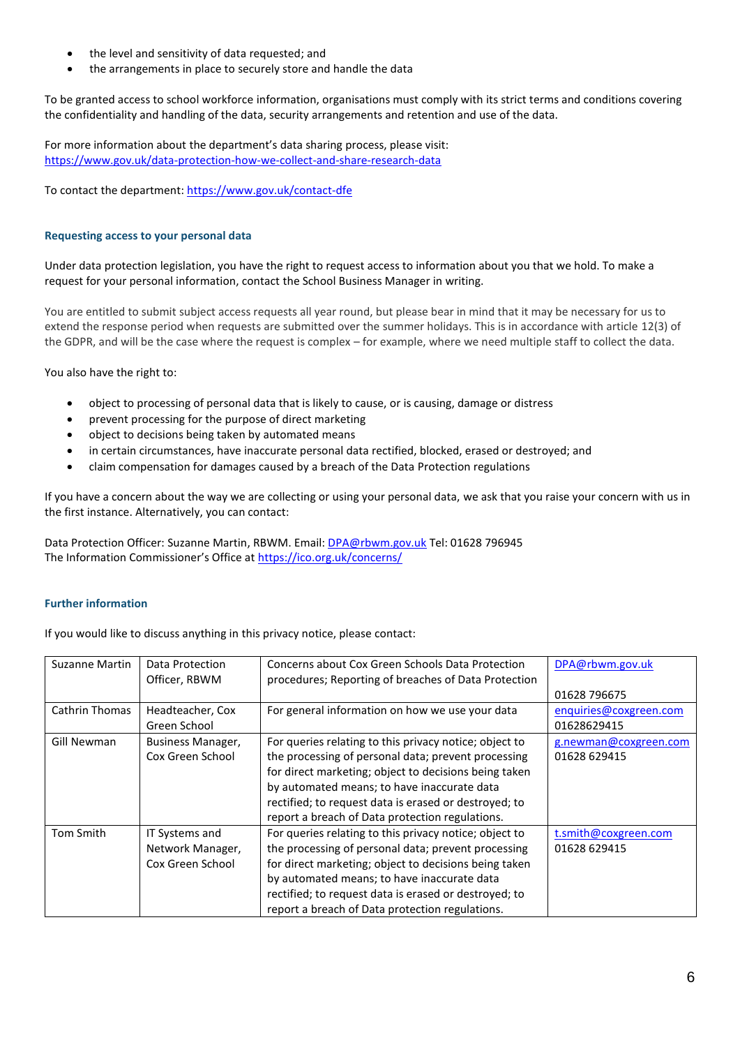- the level and sensitivity of data requested; and
- the arrangements in place to securely store and handle the data

To be granted access to school workforce information, organisations must comply with its strict terms and conditions covering the confidentiality and handling of the data, security arrangements and retention and use of the data.

For more information about the department's data sharing process, please visit:
https://www.gov.uk/data-protection-how-we-collect-and-share-research-data

To contact the department: https://www.gov.uk/contact-dfe

### Requesting access to your personal data

Under data protection legislation, you have the right to request access to information about you that we hold. To make a request for your personal information, contact the School Business Manager in writing.

You are entitled to submit subject access requests all year round, but please bear in mind that it may be necessary for us to extend the response period when requests are submitted over the summer holidays. This is in accordance with article 12(3) of the GDPR, and will be the case where the request is complex – for example, where we need multiple staff to collect the data.

You also have the right to:

- object to processing of personal data that is likely to cause, or is causing, damage or distress
- prevent processing for the purpose of direct marketing
- object to decisions being taken by automated means
- in certain circumstances, have inaccurate personal data rectified, blocked, erased or destroyed; and
- claim compensation for damages caused by a breach of the Data Protection regulations

If you have a concern about the way we are collecting or using your personal data, we ask that you raise your concern with us in the first instance. Alternatively, you can contact:

Data Protection Officer: Suzanne Martin, RBWM. Email: DPA@rbwm.gov.uk Tel: 01628 796945
The Information Commissioner's Office at https://ico.org.uk/concerns/

### Further information

If you would like to discuss anything in this privacy notice, please contact:

| | | | |
|---|---|---|---|
| Suzanne Martin | Data Protection Officer, RBWM | Concerns about Cox Green Schools Data Protection procedures; Reporting of breaches of Data Protection | DPA@rbwm.gov.uk<br><br>01628 796675 |
| Cathrin Thomas | Headteacher, Cox Green School | For general information on how we use your data | enquiries@coxgreen.com<br>01628629415 |
| Gill Newman | Business Manager, Cox Green School | For queries relating to this privacy notice; object to the processing of personal data; prevent processing for direct marketing; object to decisions being taken by automated means; to have inaccurate data rectified; to request data is erased or destroyed; to report a breach of Data protection regulations. | g.newman@coxgreen.com<br>01628 629415 |
| Tom Smith | IT Systems and Network Manager, Cox Green School | For queries relating to this privacy notice; object to the processing of personal data; prevent processing for direct marketing; object to decisions being taken by automated means; to have inaccurate data rectified; to request data is erased or destroyed; to report a breach of Data protection regulations. | t.smith@coxgreen.com<br>01628 629415 |